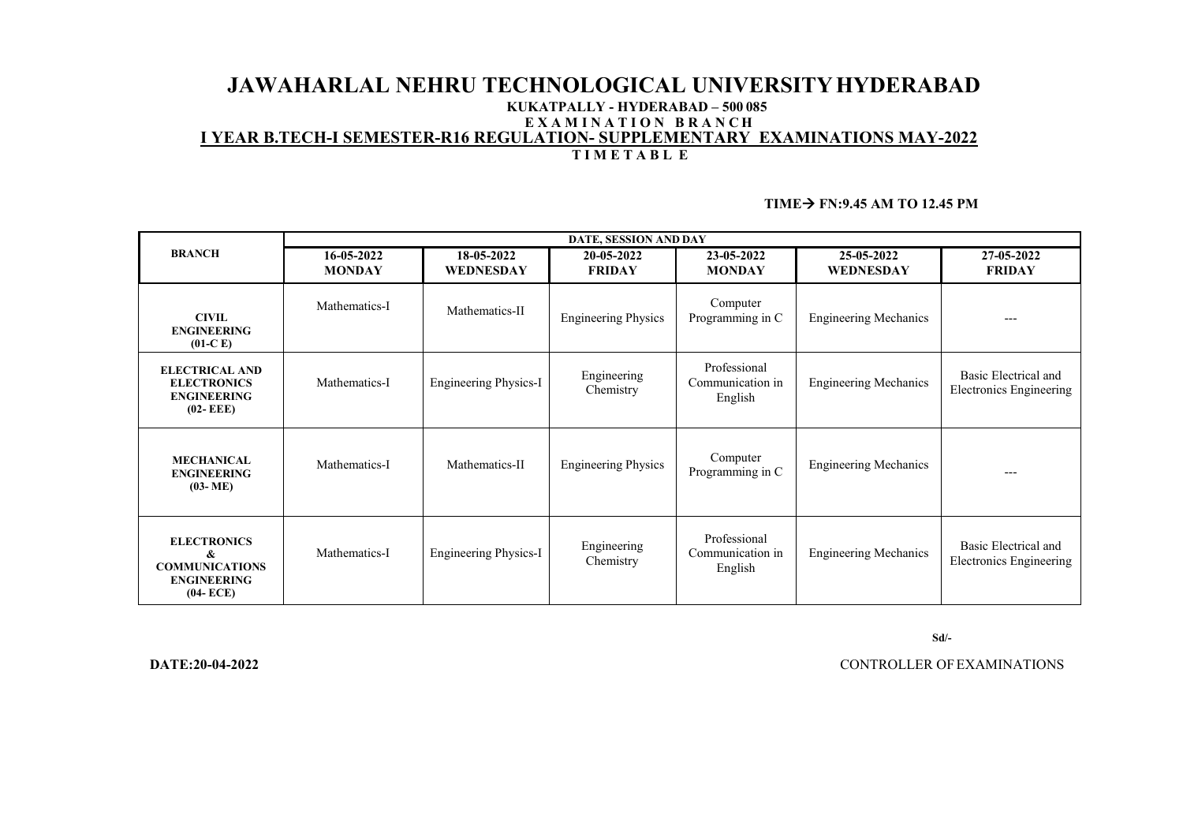# JAWAHARLAL NEHRU TECHNOLOGICAL UNIVERSITY HYDERABAD

**KUKATPALLY - HYDERABAD – 500 085**

**E X A M I N A T I O N B R A N C H**

**I YEAR B.TECH-I SEMESTER-R16 REGULATION- SUPPLEMENTARY EXAMINATIONS MAY-2022**

**T I M E T A B L E**

**TIME→ FN:9.45 AM TO 12.45 PM**

| BRANCH | DATE, SESSION AND DAY | | | | | |
|---|---|---|---|---|---|---|
| | **16-05-2022 MONDAY** | **18-05-2022 WEDNESDAY** | **20-05-2022 FRIDAY** | **23-05-2022 MONDAY** | **25-05-2022 WEDNESDAY** | **27-05-2022 FRIDAY** |
| **CIVIL ENGINEERING (01-C E)** | Mathematics-I | Mathematics-II | Engineering Physics | Computer Programming in C | Engineering Mechanics | --- |
| **ELECTRICAL AND ELECTRONICS ENGINEERING (02- EEE)** | Mathematics-I | Engineering Physics-I | Engineering Chemistry | Professional Communication in English | Engineering Mechanics | Basic Electrical and Electronics Engineering |
| **MECHANICAL ENGINEERING (03- ME)** | Mathematics-I | Mathematics-II | Engineering Physics | Computer Programming in C | Engineering Mechanics | --- |
| **ELECTRONICS & COMMUNICATIONS ENGINEERING (04- ECE)** | Mathematics-I | Engineering Physics-I | Engineering Chemistry | Professional Communication in English | Engineering Mechanics | Basic Electrical and Electronics Engineering |

**Sd/-**

**DATE:20-04-2022**

CONTROLLER OF EXAMINATIONS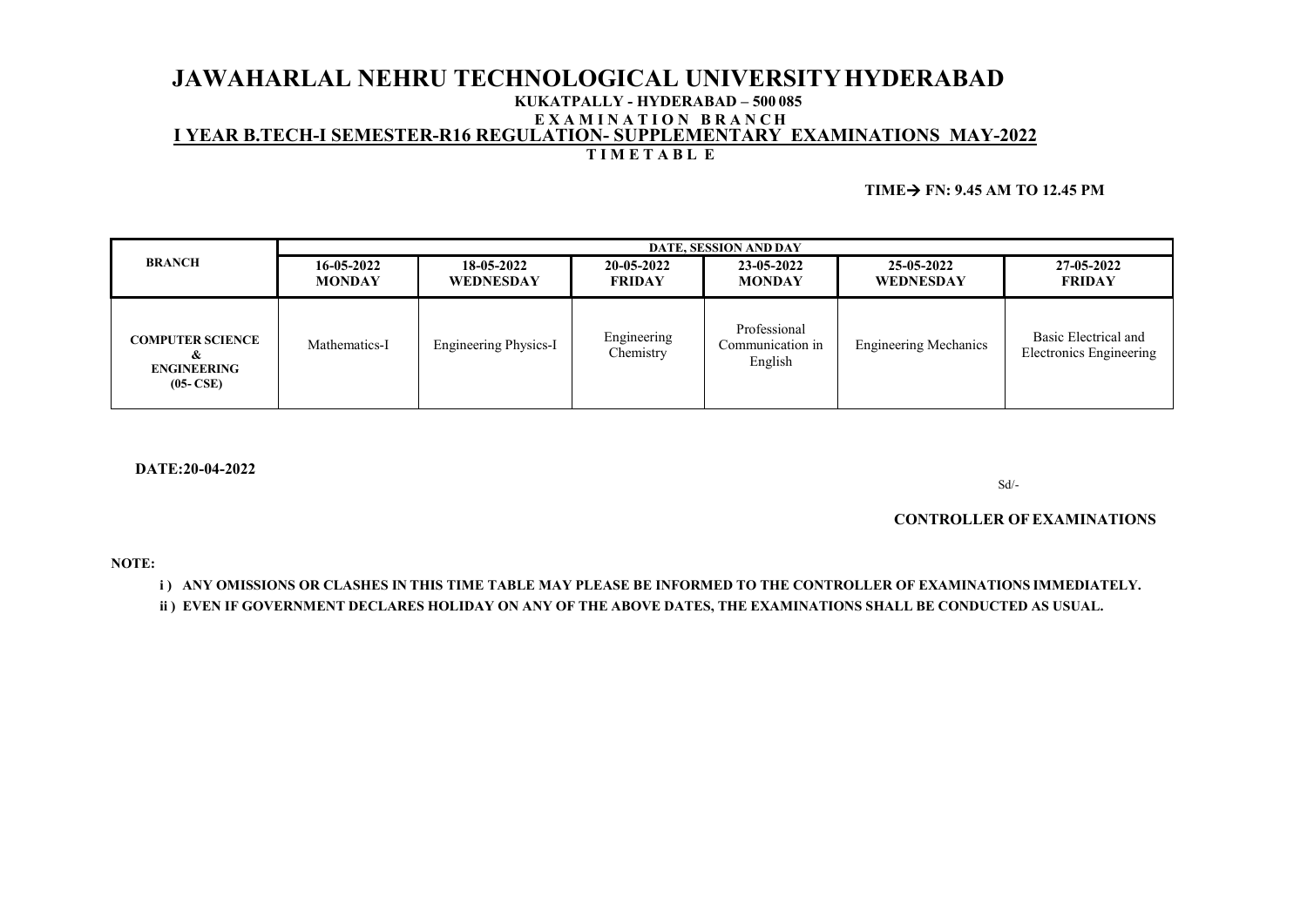# JAWAHARLAL NEHRU TECHNOLOGICAL UNIVERSITY HYDERABAD

**KUKATPALLY - HYDERABAD – 500 085**

**E X A M I N A T I O N B R A N C H**

**I YEAR B.TECH-I SEMESTER-R16 REGULATION- SUPPLEMENTARY EXAMINATIONS MAY-2022**

**T I M E T A B L E**

**TIME→ FN: 9.45 AM TO 12.45 PM**

| BRANCH | DATE, SESSION AND DAY | | | | | |
|---|---|---|---|---|---|---|
| | **16-05-2022 MONDAY** | **18-05-2022 WEDNESDAY** | **20-05-2022 FRIDAY** | **23-05-2022 MONDAY** | **25-05-2022 WEDNESDAY** | **27-05-2022 FRIDAY** |
| **COMPUTER SCIENCE & ENGINEERING (05- CSE)** | Mathematics-I | Engineering Physics-I | Engineering Chemistry | Professional Communication in English | Engineering Mechanics | Basic Electrical and Electronics Engineering |

**DATE:20-04-2022**

Sd/-

**CONTROLLER OF EXAMINATIONS**

**NOTE:**

**i ) ANY OMISSIONS OR CLASHES IN THIS TIME TABLE MAY PLEASE BE INFORMED TO THE CONTROLLER OF EXAMINATIONS IMMEDIATELY.**

**ii ) EVEN IF GOVERNMENT DECLARES HOLIDAY ON ANY OF THE ABOVE DATES, THE EXAMINATIONS SHALL BE CONDUCTED AS USUAL.**